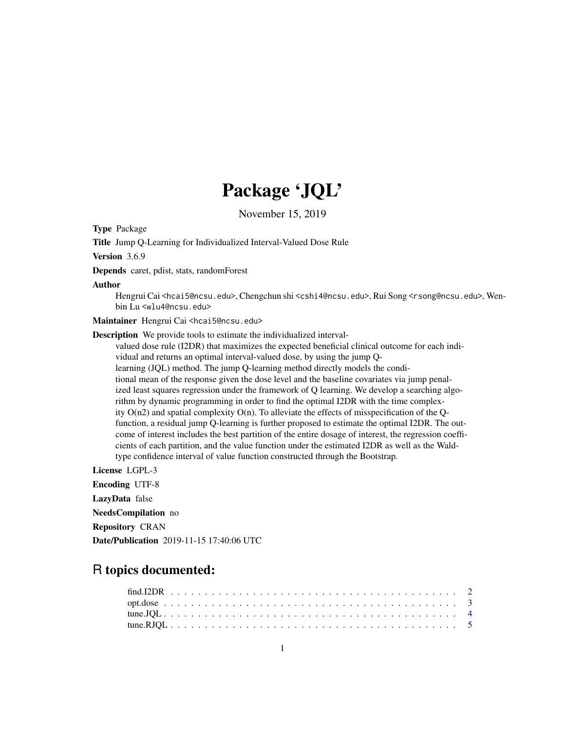# Package 'JQL'

November 15, 2019

**Type** Package

**Title** Jump Q-Learning for Individualized Interval-Valued Dose Rule

**Version** 3.6.9

**Depends** caret, pdist, stats, randomForest

**Author** Hengrui Cai <hcai5@ncsu.edu>, Chengchun shi <cshi4@ncsu.edu>, Rui Song <rsong@ncsu.edu>, Wenbin Lu <wlu4@ncsu.edu>

**Maintainer** Hengrui Cai <hcai5@ncsu.edu>

**Description** We provide tools to estimate the individualized interval-valued dose rule (I2DR) that maximizes the expected beneficial clinical outcome for each individual and returns an optimal interval-valued dose, by using the jump Q-learning (JQL) method. The jump Q-learning method directly models the conditional mean of the response given the dose level and the baseline covariates via jump penalized least squares regression under the framework of Q learning. We develop a searching algorithm by dynamic programming in order to find the optimal I2DR with the time complexity O(n2) and spatial complexity O(n). To alleviate the effects of misspecification of the Q-function, a residual jump Q-learning is further proposed to estimate the optimal I2DR. The outcome of interest includes the best partition of the entire dosage of interest, the regression coefficients of each partition, and the value function under the estimated I2DR as well as the Wald-type confidence interval of value function constructed through the Bootstrap.

**License** LGPL-3

**Encoding** UTF-8

**LazyData** false

**NeedsCompilation** no

**Repository** CRAN

**Date/Publication** 2019-11-15 17:40:06 UTC

## R topics documented:

find.I2DR . . . . . . . . . . . . . . . . . . . . . . . . . . . . . . . . . . . . . . . . . . 2
opt.dose . . . . . . . . . . . . . . . . . . . . . . . . . . . . . . . . . . . . . . . . . . . 3
tune.JQL . . . . . . . . . . . . . . . . . . . . . . . . . . . . . . . . . . . . . . . . . . . 4
tune.RJQL . . . . . . . . . . . . . . . . . . . . . . . . . . . . . . . . . . . . . . . . . . 5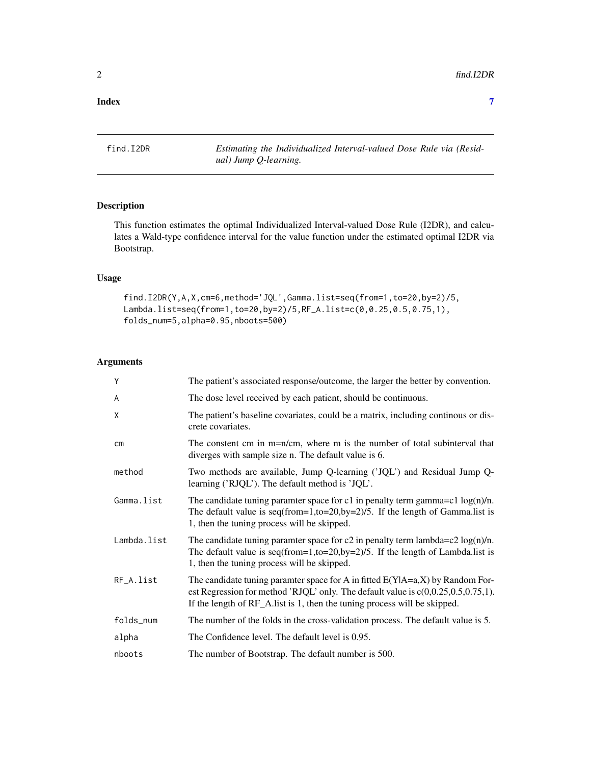**Index** **7**

---

find.I2DR — *Estimating the Individualized Interval-valued Dose Rule via (Residual) Jump Q-learning.*

---

## Description

This function estimates the optimal Individualized Interval-valued Dose Rule (I2DR), and calculates a Wald-type confidence interval for the value function under the estimated optimal I2DR via Bootstrap.

## Usage

```
find.I2DR(Y,A,X,cm=6,method='JQL',Gamma.list=seq(from=1,to=20,by=2)/5,
Lambda.list=seq(from=1,to=20,by=2)/5,RF_A.list=c(0,0.25,0.5,0.75,1),
folds_num=5,alpha=0.95,nboots=500)
```

## Arguments

| | |
|---|---|
| Y | The patient's associated response/outcome, the larger the better by convention. |
| A | The dose level received by each patient, should be continuous. |
| X | The patient's baseline covariates, could be a matrix, including continous or discrete covariates. |
| cm | The constent cm in m=n/cm, where m is the number of total subinterval that diverges with sample size n. The default value is 6. |
| method | Two methods are available, Jump Q-learning ('JQL') and Residual Jump Q-learning ('RJQL'). The default method is 'JQL'. |
| Gamma.list | The candidate tuning paramter space for c1 in penalty term gamma=c1 log(n)/n. The default value is seq(from=1,to=20,by=2)/5. If the length of Gamma.list is 1, then the tuning process will be skipped. |
| Lambda.list | The candidate tuning paramter space for c2 in penalty term lambda=c2 log(n)/n. The default value is seq(from=1,to=20,by=2)/5. If the length of Lambda.list is 1, then the tuning process will be skipped. |
| RF_A.list | The candidate tuning paramter space for A in fitted E(Y\|A=a,X) by Random Forest Regression for method 'RJQL' only. The default value is c(0,0.25,0.5,0.75,1). If the length of RF_A.list is 1, then the tuning process will be skipped. |
| folds_num | The number of the folds in the cross-validation process. The default value is 5. |
| alpha | The Confidence level. The default level is 0.95. |
| nboots | The number of Bootstrap. The default number is 500. |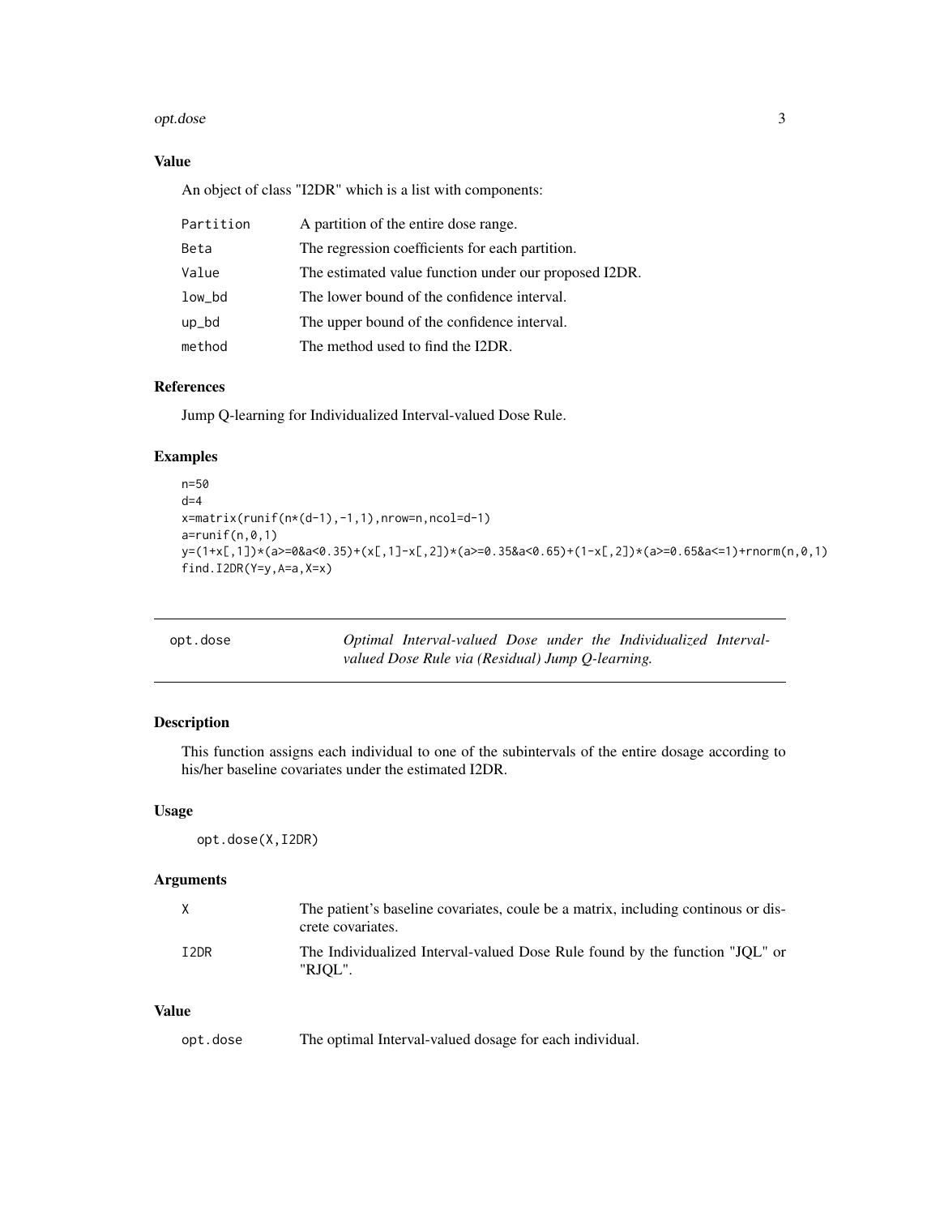### Value

An object of class "I2DR" which is a list with components:

| | |
|---|---|
| Partition | A partition of the entire dose range. |
| Beta | The regression coefficients for each partition. |
| Value | The estimated value function under our proposed I2DR. |
| low_bd | The lower bound of the confidence interval. |
| up_bd | The upper bound of the confidence interval. |
| method | The method used to find the I2DR. |

### References

Jump Q-learning for Individualized Interval-valued Dose Rule.

### Examples

```
n=50
d=4
x=matrix(runif(n*(d-1),-1,1),nrow=n,ncol=d-1)
a=runif(n,0,1)
y=(1+x[,1])*(a>=0&a<0.35)+(x[,1]-x[,2])*(a>=0.35&a<0.65)+(1-x[,2])*(a>=0.65&a<=1)+rnorm(n,0,1)
find.I2DR(Y=y,A=a,X=x)
```

---

## opt.dose — *Optimal Interval-valued Dose under the Individualized Interval-valued Dose Rule via (Residual) Jump Q-learning.*

### Description

This function assigns each individual to one of the subintervals of the entire dosage according to his/her baseline covariates under the estimated I2DR.

### Usage

```
opt.dose(X,I2DR)
```

### Arguments

| | |
|---|---|
| X | The patient's baseline covariates, coule be a matrix, including continous or discrete covariates. |
| I2DR | The Individualized Interval-valued Dose Rule found by the function "JQL" or "RJQL". |

### Value

| | |
|---|---|
| opt.dose | The optimal Interval-valued dosage for each individual. |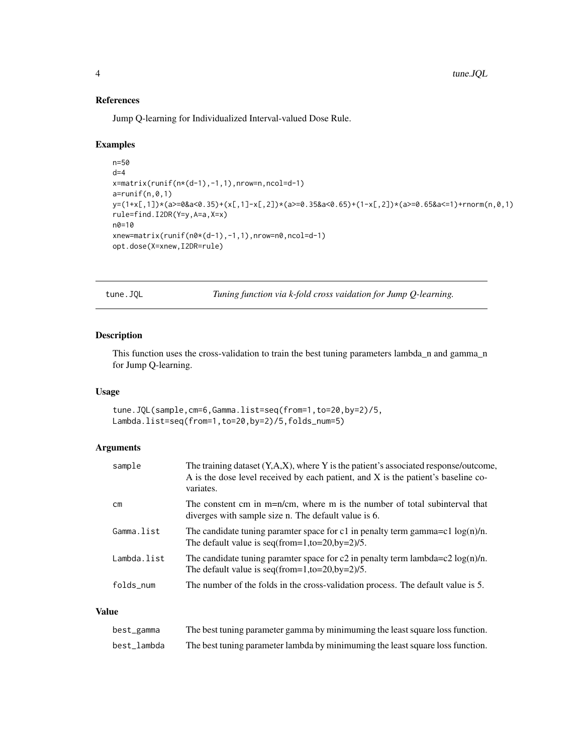### References

Jump Q-learning for Individualized Interval-valued Dose Rule.

### Examples

```
n=50
d=4
x=matrix(runif(n*(d-1),-1,1),nrow=n,ncol=d-1)
a=runif(n,0,1)
y=(1+x[,1])*(a>=0&a<0.35)+(x[,1]-x[,2])*(a>=0.35&a<0.65)+(1-x[,2])*(a>=0.65&a<=1)+rnorm(n,0,1)
rule=find.I2DR(Y=y,A=a,X=x)
n0=10
xnew=matrix(runif(n0*(d-1),-1,1),nrow=n0,ncol=d-1)
opt.dose(X=xnew,I2DR=rule)
```

---

## tune.JQL — *Tuning function via k-fold cross vaidation for Jump Q-learning.*

### Description

This function uses the cross-validation to train the best tuning parameters lambda_n and gamma_n for Jump Q-learning.

### Usage

```
tune.JQL(sample,cm=6,Gamma.list=seq(from=1,to=20,by=2)/5,
Lambda.list=seq(from=1,to=20,by=2)/5,folds_num=5)
```

### Arguments

| | |
|---|---|
| sample | The training dataset (Y,A,X), where Y is the patient's associated response/outcome, A is the dose level received by each patient, and X is the patient's baseline covariates. |
| cm | The constent cm in m=n/cm, where m is the number of total subinterval that diverges with sample size n. The default value is 6. |
| Gamma.list | The candidate tuning paramter space for c1 in penalty term gamma=c1 log(n)/n. The default value is seq(from=1,to=20,by=2)/5. |
| Lambda.list | The candidate tuning paramter space for c2 in penalty term lambda=c2 log(n)/n. The default value is seq(from=1,to=20,by=2)/5. |
| folds_num | The number of the folds in the cross-validation process. The default value is 5. |

### Value

| | |
|---|---|
| best_gamma | The best tuning parameter gamma by minimuming the least square loss function. |
| best_lambda | The best tuning parameter lambda by minimuming the least square loss function. |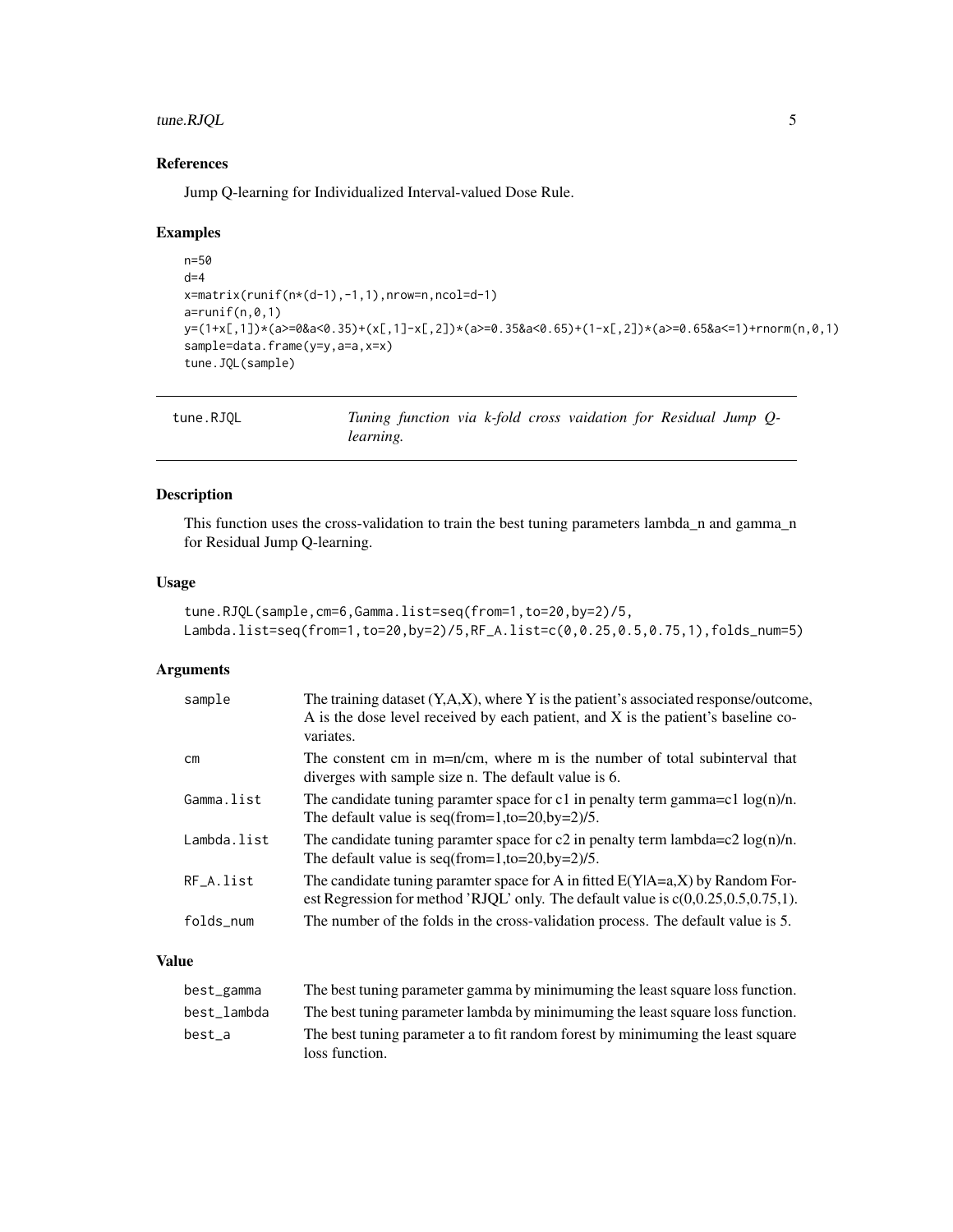## References

Jump Q-learning for Individualized Interval-valued Dose Rule.

## Examples

```
n=50
d=4
x=matrix(runif(n*(d-1),-1,1),nrow=n,ncol=d-1)
a=runif(n,0,1)
y=(1+x[,1])*(a>=0&a<0.35)+(x[,1]-x[,2])*(a>=0.35&a<0.65)+(1-x[,2])*(a>=0.65&a<=1)+rnorm(n,0,1)
sample=data.frame(y=y,a=a,x=x)
tune.JQL(sample)
```

---

# tune.RJQL — *Tuning function via k-fold cross vaidation for Residual Jump Q-learning.*

---

## Description

This function uses the cross-validation to train the best tuning parameters lambda_n and gamma_n for Residual Jump Q-learning.

## Usage

```
tune.RJQL(sample,cm=6,Gamma.list=seq(from=1,to=20,by=2)/5,
Lambda.list=seq(from=1,to=20,by=2)/5,RF_A.list=c(0,0.25,0.5,0.75,1),folds_num=5)
```

## Arguments

| | |
|---|---|
| `sample` | The training dataset (Y,A,X), where Y is the patient's associated response/outcome, A is the dose level received by each patient, and X is the patient's baseline covariates. |
| `cm` | The constent cm in m=n/cm, where m is the number of total subinterval that diverges with sample size n. The default value is 6. |
| `Gamma.list` | The candidate tuning paramter space for c1 in penalty term gamma=c1 log(n)/n. The default value is seq(from=1,to=20,by=2)/5. |
| `Lambda.list` | The candidate tuning paramter space for c2 in penalty term lambda=c2 log(n)/n. The default value is seq(from=1,to=20,by=2)/5. |
| `RF_A.list` | The candidate tuning paramter space for A in fitted E(Y\|A=a,X) by Random Forest Regression for method 'RJQL' only. The default value is c(0,0.25,0.5,0.75,1). |
| `folds_num` | The number of the folds in the cross-validation process. The default value is 5. |

## Value

| | |
|---|---|
| `best_gamma` | The best tuning parameter gamma by minimuming the least square loss function. |
| `best_lambda` | The best tuning parameter lambda by minimuming the least square loss function. |
| `best_a` | The best tuning parameter a to fit random forest by minimuming the least square loss function. |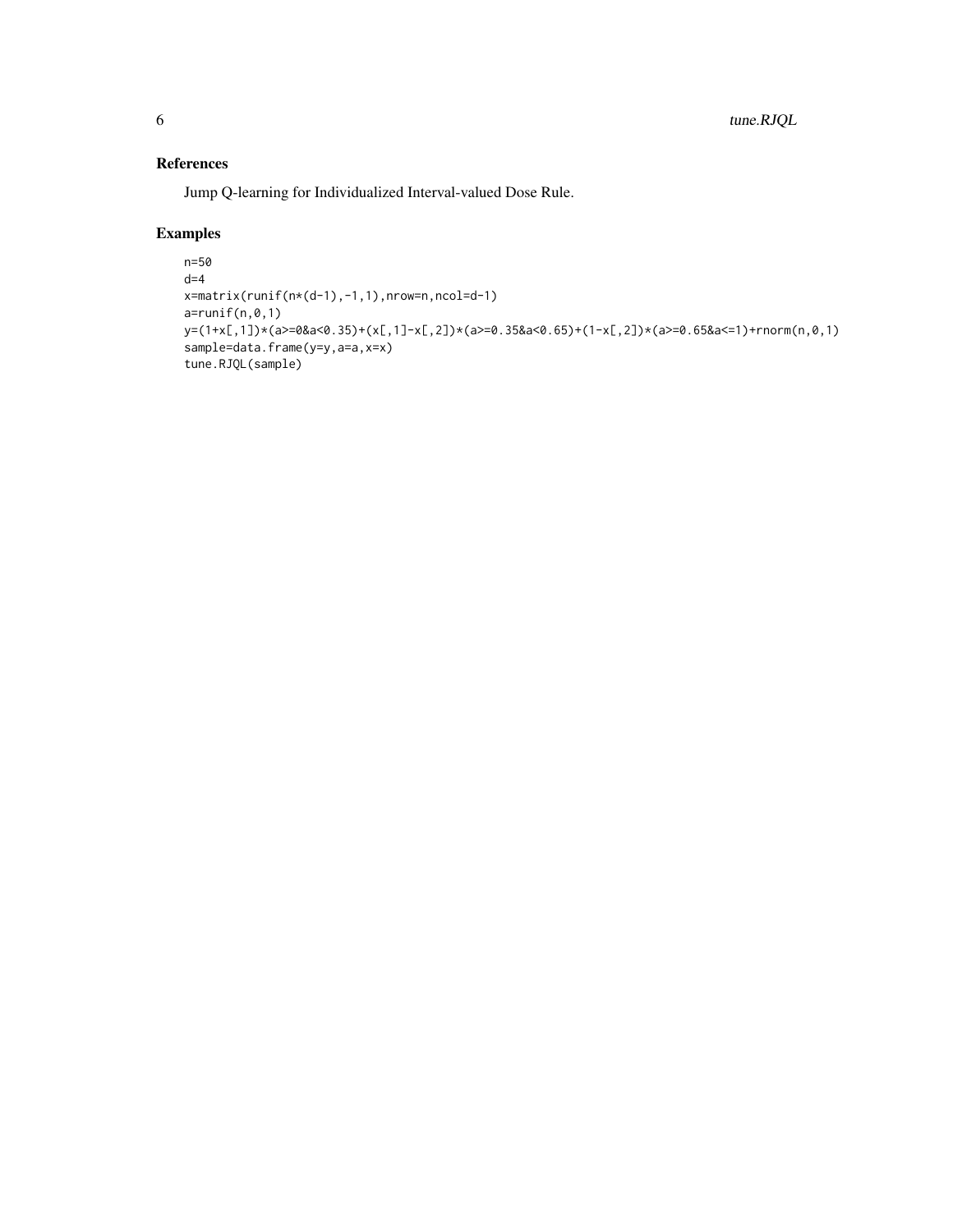### References

Jump Q-learning for Individualized Interval-valued Dose Rule.

### Examples

```
n=50
d=4
x=matrix(runif(n*(d-1),-1,1),nrow=n,ncol=d-1)
a=runif(n,0,1)
y=(1+x[,1])*(a>=0&a<0.35)+(x[,1]-x[,2])*(a>=0.35&a<0.65)+(1-x[,2])*(a>=0.65&a<=1)+rnorm(n,0,1)
sample=data.frame(y=y,a=a,x=x)
tune.RJQL(sample)
```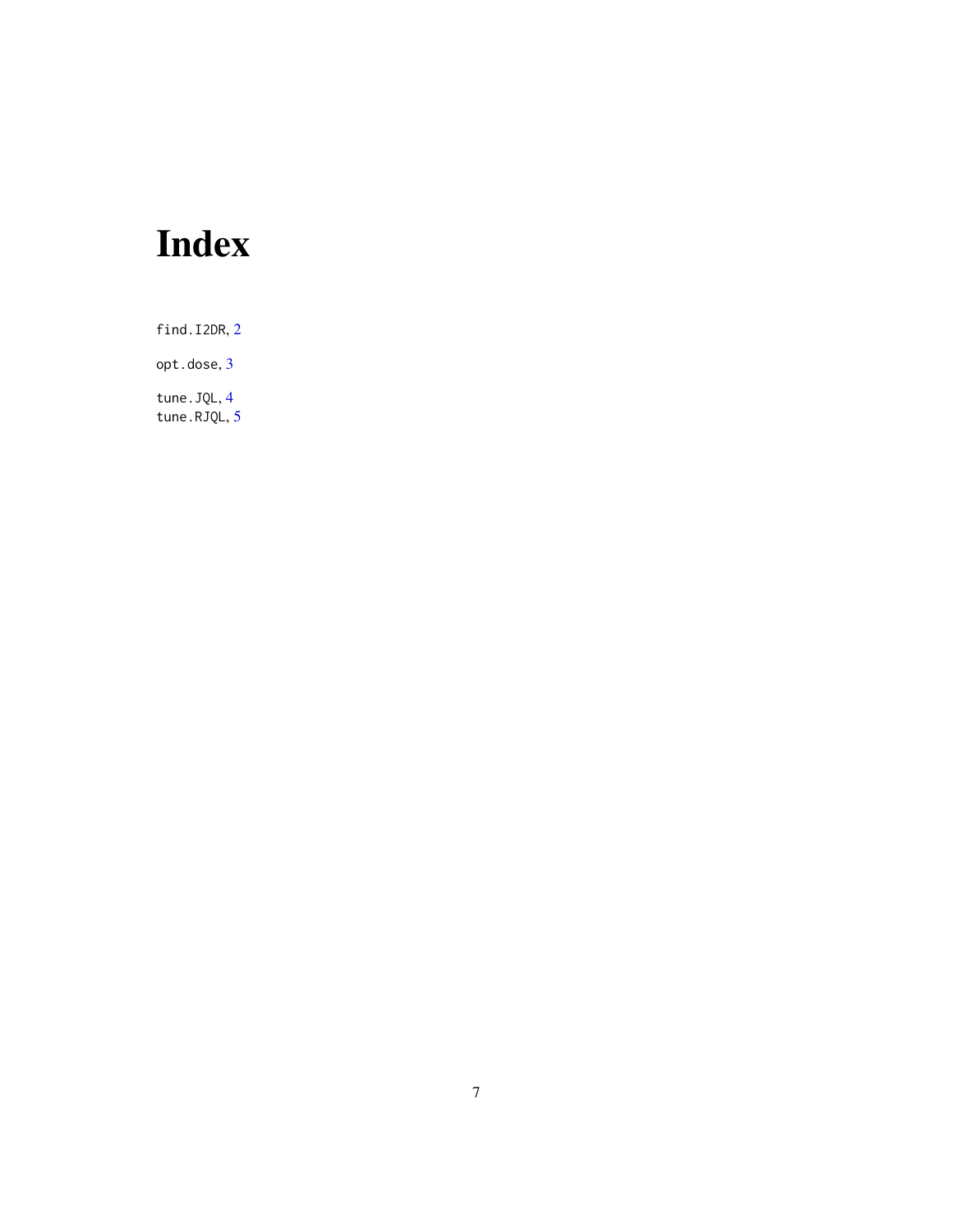# Index

find.I2DR, 2

opt.dose, 3

tune.JQL, 4
tune.RJQL, 5